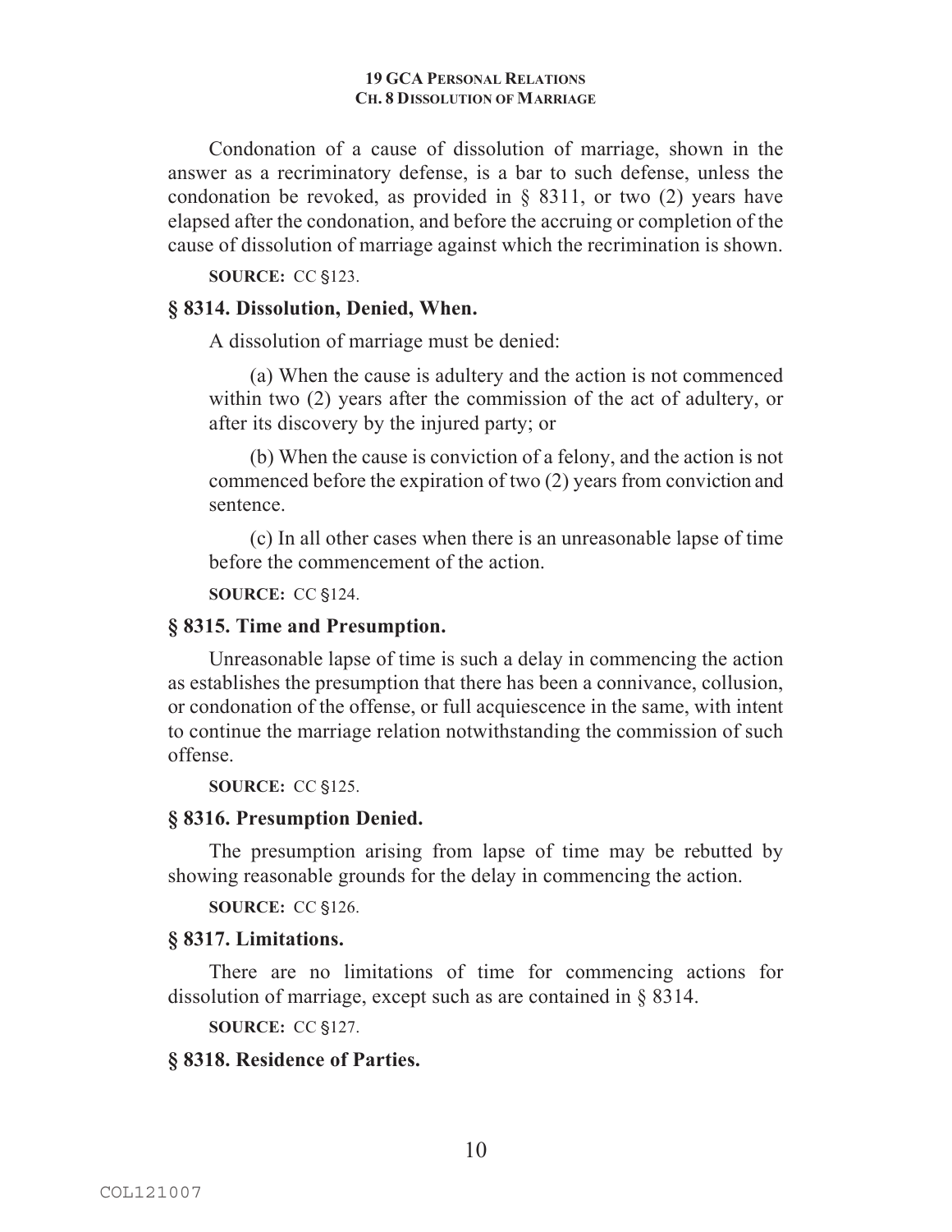Condonation of a cause of dissolution of marriage, shown in the answer as a recriminatory defense, is a bar to such defense, unless the condonation be revoked, as provided in § 8311, or two (2) years have elapsed after the condonation, and before the accruing or completion of the cause of dissolution of marriage against which the recrimination is shown.

**SOURCE:** CC §123.

### § 8314. Dissolution, Denied, When.

A dissolution of marriage must be denied:

(a) When the cause is adultery and the action is not commenced within two (2) years after the commission of the act of adultery, or after its discovery by the injured party; or

(b) When the cause is conviction of a felony, and the action is not commenced before the expiration of two (2) years from conviction and sentence.

(c) In all other cases when there is an unreasonable lapse of time before the commencement of the action.

**SOURCE:** CC §124.

### § 8315. Time and Presumption.

Unreasonable lapse of time is such a delay in commencing the action as establishes the presumption that there has been a connivance, collusion, or condonation of the offense, or full acquiescence in the same, with intent to continue the marriage relation notwithstanding the commission of such offense.

**SOURCE:** CC §125.

### § 8316. Presumption Denied.

The presumption arising from lapse of time may be rebutted by showing reasonable grounds for the delay in commencing the action.

**SOURCE:** CC §126.

### § 8317. Limitations.

There are no limitations of time for commencing actions for dissolution of marriage, except such as are contained in § 8314.

**SOURCE:** CC §127.

### § 8318. Residence of Parties.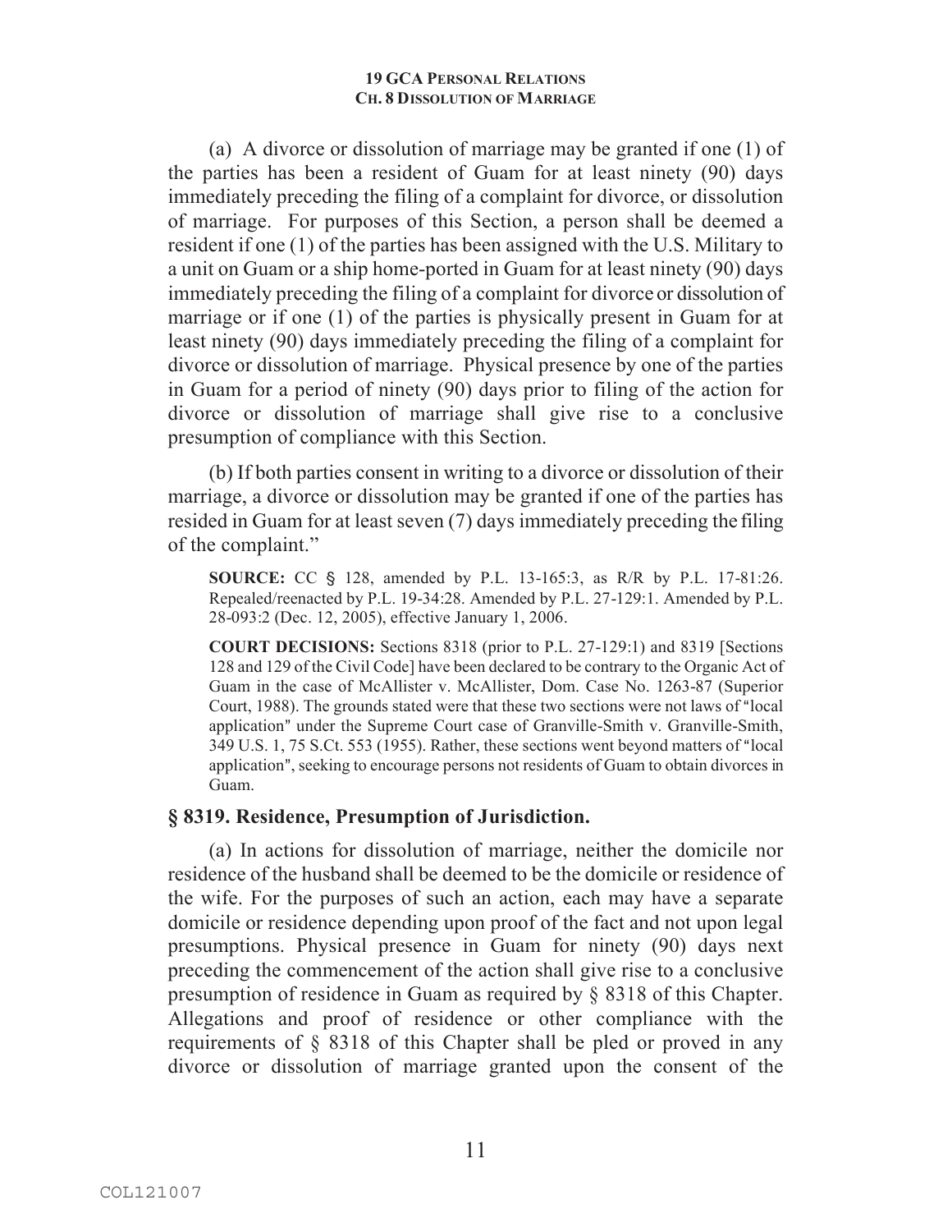(a) A divorce or dissolution of marriage may be granted if one (1) of the parties has been a resident of Guam for at least ninety (90) days immediately preceding the filing of a complaint for divorce, or dissolution of marriage. For purposes of this Section, a person shall be deemed a resident if one (1) of the parties has been assigned with the U.S. Military to a unit on Guam or a ship home-ported in Guam for at least ninety (90) days immediately preceding the filing of a complaint for divorce or dissolution of marriage or if one (1) of the parties is physically present in Guam for at least ninety (90) days immediately preceding the filing of a complaint for divorce or dissolution of marriage. Physical presence by one of the parties in Guam for a period of ninety (90) days prior to filing of the action for divorce or dissolution of marriage shall give rise to a conclusive presumption of compliance with this Section.

(b) If both parties consent in writing to a divorce or dissolution of their marriage, a divorce or dissolution may be granted if one of the parties has resided in Guam for at least seven (7) days immediately preceding the filing of the complaint."

**SOURCE:** CC § 128, amended by P.L. 13-165:3, as R/R by P.L. 17-81:26. Repealed/reenacted by P.L. 19-34:28. Amended by P.L. 27-129:1. Amended by P.L. 28-093:2 (Dec. 12, 2005), effective January 1, 2006.

**COURT DECISIONS:** Sections 8318 (prior to P.L. 27-129:1) and 8319 [Sections 128 and 129 of the Civil Code] have been declared to be contrary to the Organic Act of Guam in the case of McAllister v. McAllister, Dom. Case No. 1263-87 (Superior Court, 1988). The grounds stated were that these two sections were not laws of "local application" under the Supreme Court case of Granville-Smith v. Granville-Smith, 349 U.S. 1, 75 S.Ct. 553 (1955). Rather, these sections went beyond matters of "local application", seeking to encourage persons not residents of Guam to obtain divorces in Guam.

### § 8319. Residence, Presumption of Jurisdiction.

(a) In actions for dissolution of marriage, neither the domicile nor residence of the husband shall be deemed to be the domicile or residence of the wife. For the purposes of such an action, each may have a separate domicile or residence depending upon proof of the fact and not upon legal presumptions. Physical presence in Guam for ninety (90) days next preceding the commencement of the action shall give rise to a conclusive presumption of residence in Guam as required by § 8318 of this Chapter. Allegations and proof of residence or other compliance with the requirements of § 8318 of this Chapter shall be pled or proved in any divorce or dissolution of marriage granted upon the consent of the